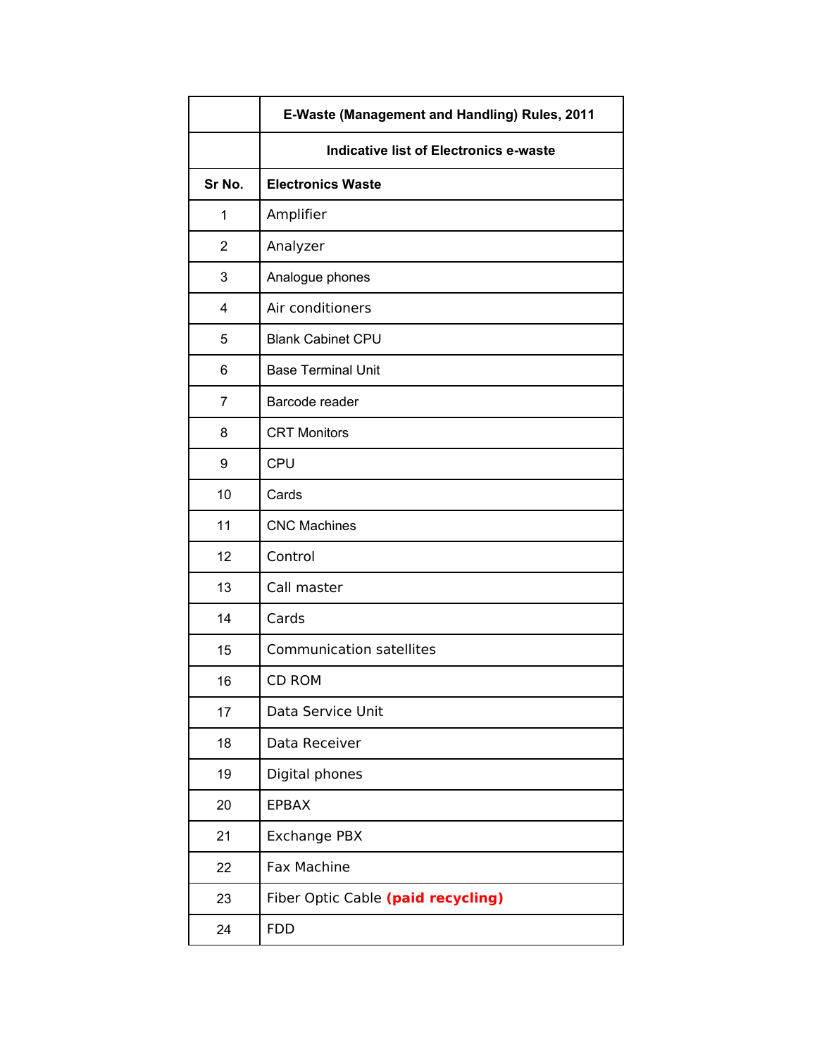| | E-Waste (Management and Handling) Rules, 2011 |
|---|---|
| | **Indicative list of Electronics e-waste** |
| **Sr No.** | **Electronics Waste** |
| 1 | Amplifier |
| 2 | Analyzer |
| 3 | Analogue phones |
| 4 | Air conditioners |
| 5 | Blank Cabinet CPU |
| 6 | Base Terminal Unit |
| 7 | Barcode reader |
| 8 | CRT Monitors |
| 9 | CPU |
| 10 | Cards |
| 11 | CNC Machines |
| 12 | Control |
| 13 | Call master |
| 14 | Cards |
| 15 | Communication satellites |
| 16 | CD ROM |
| 17 | Data Service Unit |
| 18 | Data Receiver |
| 19 | Digital phones |
| 20 | EPBAX |
| 21 | Exchange PBX |
| 22 | Fax Machine |
| 23 | Fiber Optic Cable **(paid recycling)** |
| 24 | FDD |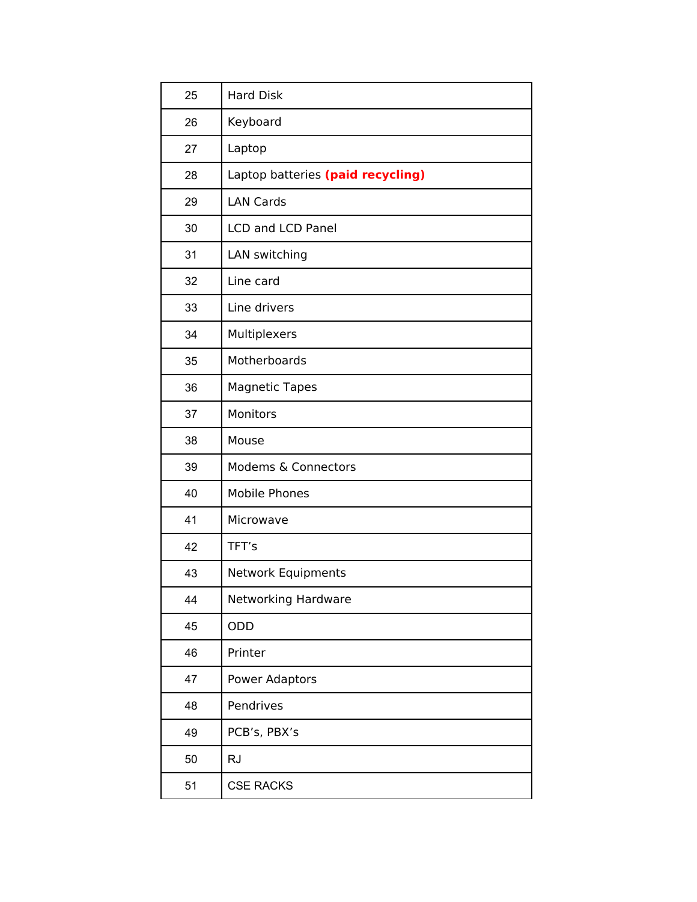| | |
|---|---|
| 25 | Hard Disk |
| 26 | Keyboard |
| 27 | Laptop |
| 28 | Laptop batteries **(paid recycling)** |
| 29 | LAN Cards |
| 30 | LCD and LCD Panel |
| 31 | LAN switching |
| 32 | Line card |
| 33 | Line drivers |
| 34 | Multiplexers |
| 35 | Motherboards |
| 36 | Magnetic Tapes |
| 37 | Monitors |
| 38 | Mouse |
| 39 | Modems & Connectors |
| 40 | Mobile Phones |
| 41 | Microwave |
| 42 | TFT's |
| 43 | Network Equipments |
| 44 | Networking Hardware |
| 45 | ODD |
| 46 | Printer |
| 47 | Power Adaptors |
| 48 | Pendrives |
| 49 | PCB's, PBX's |
| 50 | RJ |
| 51 | CSE RACKS |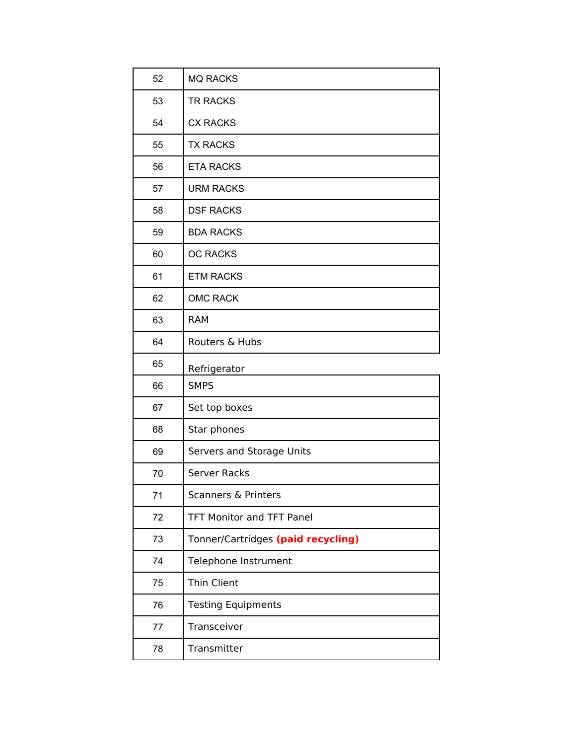| | |
|---|---|
| 52 | MQ RACKS |
| 53 | TR RACKS |
| 54 | CX RACKS |
| 55 | TX RACKS |
| 56 | ETA RACKS |
| 57 | URM RACKS |
| 58 | DSF RACKS |
| 59 | BDA RACKS |
| 60 | OC RACKS |
| 61 | ETM RACKS |
| 62 | OMC RACK |
| 63 | RAM |
| 64 | Routers & Hubs |
| 65 | Refrigerator |
| 66 | SMPS |
| 67 | Set top boxes |
| 68 | Star phones |
| 69 | Servers and Storage Units |
| 70 | Server Racks |
| 71 | Scanners & Printers |
| 72 | TFT Monitor and TFT Panel |
| 73 | Tonner/Cartridges **(paid recycling)** |
| 74 | Telephone Instrument |
| 75 | Thin Client |
| 76 | Testing Equipments |
| 77 | Transceiver |
| 78 | Transmitter |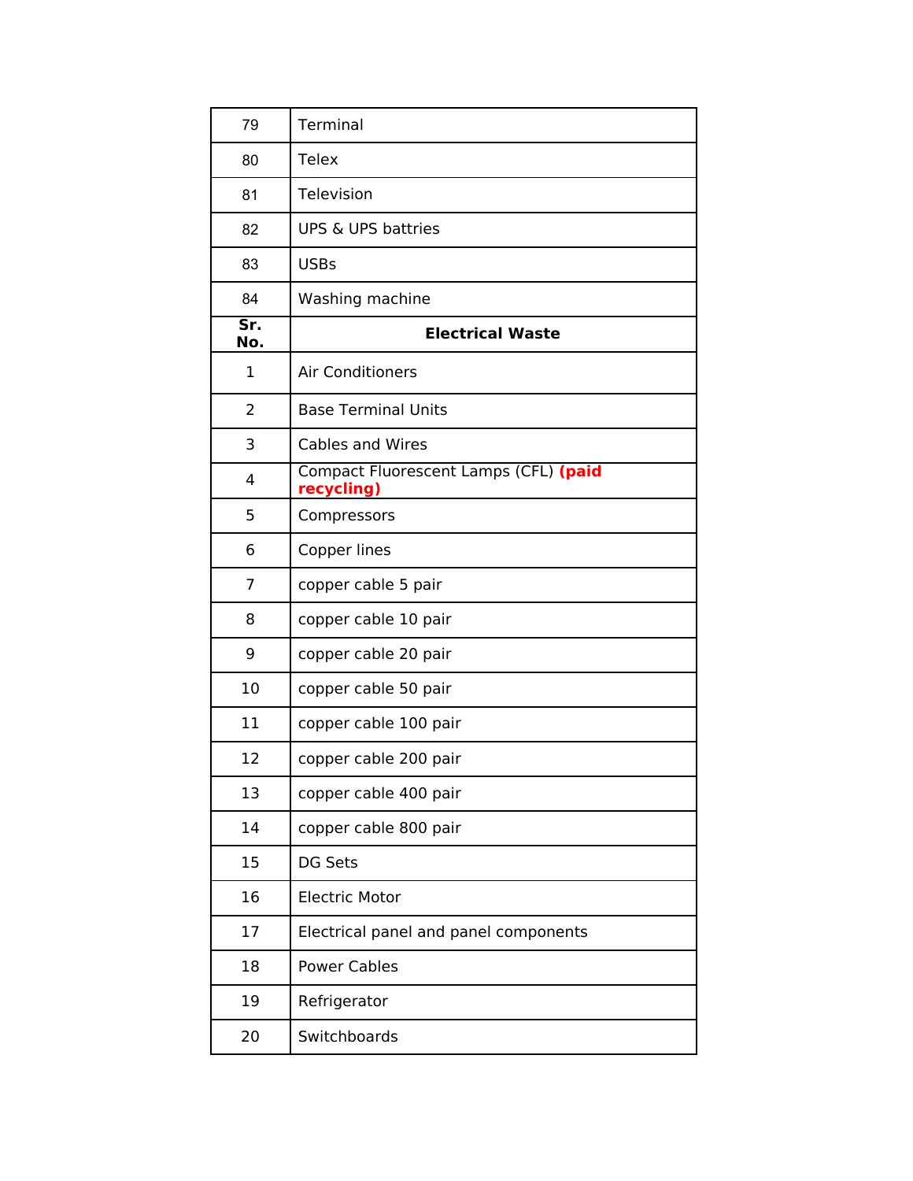| | |
|---|---|
| 79 | Terminal |
| 80 | Telex |
| 81 | Television |
| 82 | UPS & UPS battries |
| 83 | USBs |
| 84 | Washing machine |

| Sr. No. | Electrical Waste |
|---|---|
| 1 | Air Conditioners |
| 2 | Base Terminal Units |
| 3 | Cables and Wires |
| 4 | Compact Fluorescent Lamps (CFL) **(paid recycling)** |
| 5 | Compressors |
| 6 | Copper lines |
| 7 | copper cable 5 pair |
| 8 | copper cable 10 pair |
| 9 | copper cable 20 pair |
| 10 | copper cable 50 pair |
| 11 | copper cable 100 pair |
| 12 | copper cable 200 pair |
| 13 | copper cable 400 pair |
| 14 | copper cable 800 pair |
| 15 | DG Sets |
| 16 | Electric Motor |
| 17 | Electrical panel and panel components |
| 18 | Power Cables |
| 19 | Refrigerator |
| 20 | Switchboards |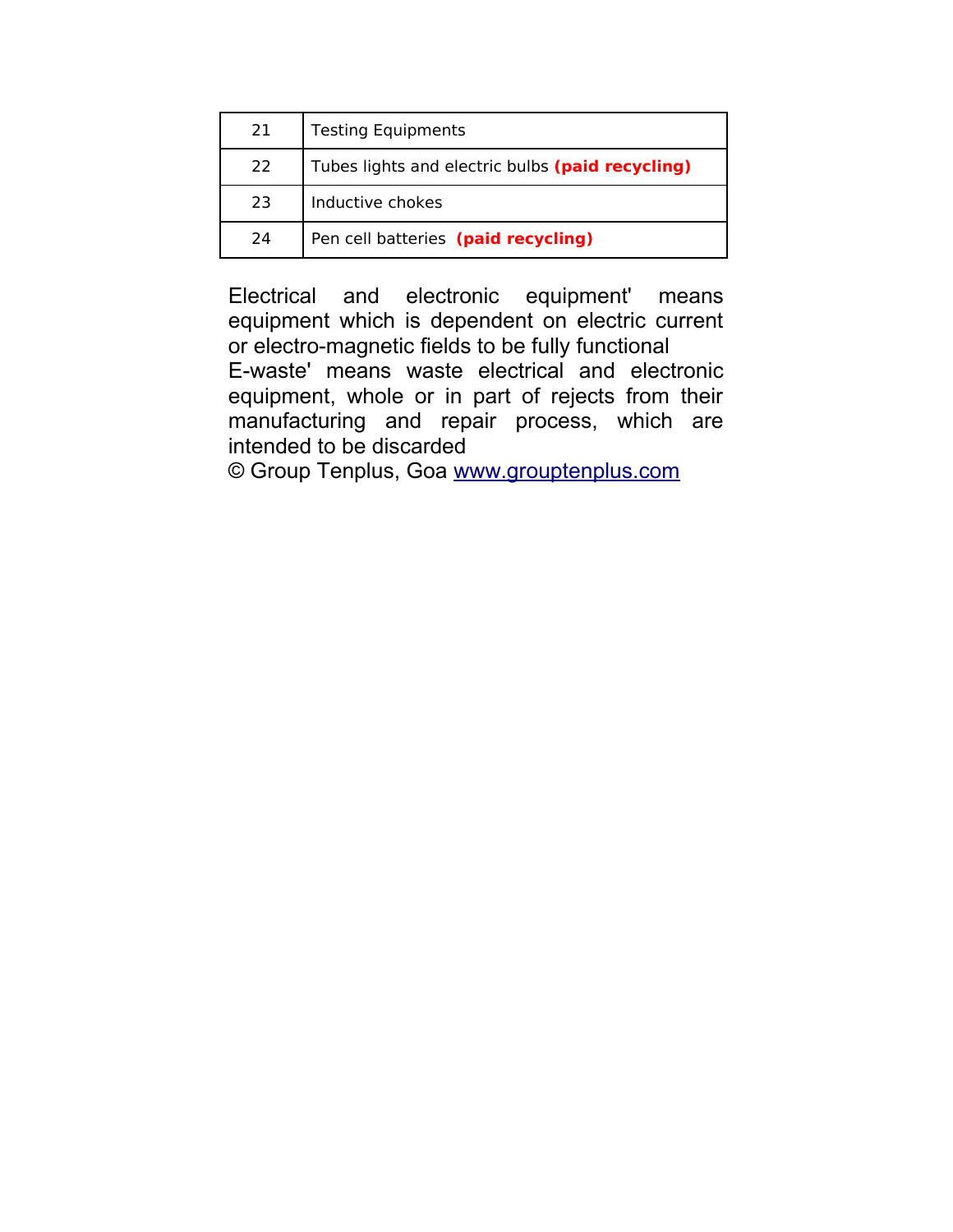| | |
|---|---|
| 21 | Testing Equipments |
| 22 | Tubes lights and electric bulbs **(paid recycling)** |
| 23 | Inductive chokes |
| 24 | Pen cell batteries **(paid recycling)** |

Electrical and electronic equipment' means equipment which is dependent on electric current or electro-magnetic fields to be fully functional

E-waste' means waste electrical and electronic equipment, whole or in part of rejects from their manufacturing and repair process, which are intended to be discarded

© Group Tenplus, Goa www.grouptenplus.com